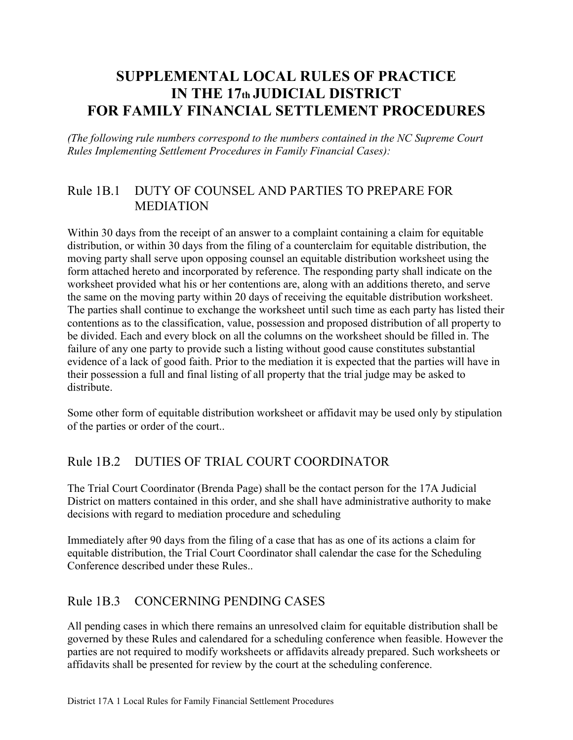# SUPPLEMENTAL LOCAL RULES OF PRACTICE IN THE 17th JUDICIAL DISTRICT FOR FAMILY FINANCIAL SETTLEMENT PROCEDURES

*(The following rule numbers correspond to the numbers contained in the NC Supreme Court Rules Implementing Settlement Procedures in Family Financial Cases):*

## Rule 1B.1 DUTY OF COUNSEL AND PARTIES TO PREPARE FOR MEDIATION

Within 30 days from the receipt of an answer to a complaint containing a claim for equitable distribution, or within 30 days from the filing of a counterclaim for equitable distribution, the moving party shall serve upon opposing counsel an equitable distribution worksheet using the form attached hereto and incorporated by reference. The responding party shall indicate on the worksheet provided what his or her contentions are, along with an additions thereto, and serve the same on the moving party within 20 days of receiving the equitable distribution worksheet. The parties shall continue to exchange the worksheet until such time as each party has listed their contentions as to the classification, value, possession and proposed distribution of all property to be divided. Each and every block on all the columns on the worksheet should be filled in. The failure of any one party to provide such a listing without good cause constitutes substantial evidence of a lack of good faith. Prior to the mediation it is expected that the parties will have in their possession a full and final listing of all property that the trial judge may be asked to distribute.

Some other form of equitable distribution worksheet or affidavit may be used only by stipulation of the parties or order of the court..

## Rule 1B.2 DUTIES OF TRIAL COURT COORDINATOR

The Trial Court Coordinator (Brenda Page) shall be the contact person for the 17A Judicial District on matters contained in this order, and she shall have administrative authority to make decisions with regard to mediation procedure and scheduling

Immediately after 90 days from the filing of a case that has as one of its actions a claim for equitable distribution, the Trial Court Coordinator shall calendar the case for the Scheduling Conference described under these Rules..

## Rule 1B.3 CONCERNING PENDING CASES

All pending cases in which there remains an unresolved claim for equitable distribution shall be governed by these Rules and calendared for a scheduling conference when feasible. However the parties are not required to modify worksheets or affidavits already prepared. Such worksheets or affidavits shall be presented for review by the court at the scheduling conference.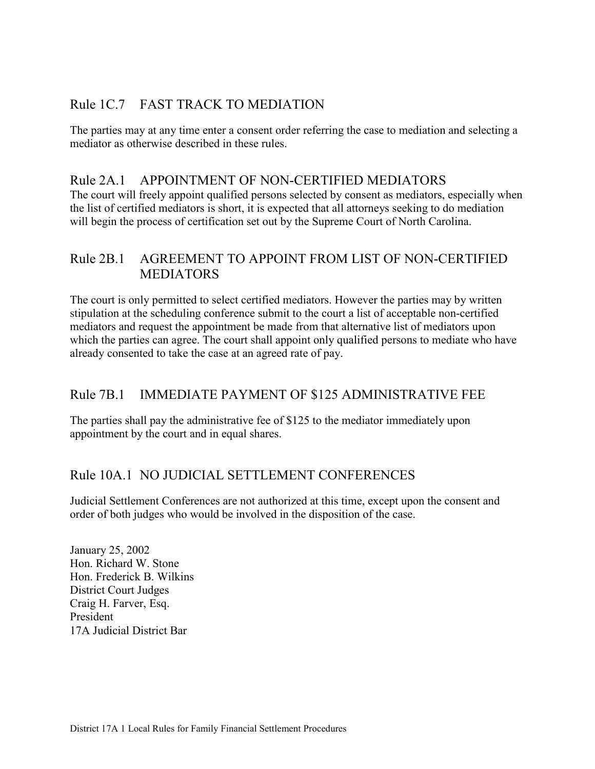## Rule 1C.7 FAST TRACK TO MEDIATION

The parties may at any time enter a consent order referring the case to mediation and selecting a mediator as otherwise described in these rules.

## Rule 2A.1 APPOINTMENT OF NON-CERTIFIED MEDIATORS

The court will freely appoint qualified persons selected by consent as mediators, especially when the list of certified mediators is short, it is expected that all attorneys seeking to do mediation will begin the process of certification set out by the Supreme Court of North Carolina.

## Rule 2B.1 AGREEMENT TO APPOINT FROM LIST OF NON-CERTIFIED MEDIATORS

The court is only permitted to select certified mediators. However the parties may by written stipulation at the scheduling conference submit to the court a list of acceptable non-certified mediators and request the appointment be made from that alternative list of mediators upon which the parties can agree. The court shall appoint only qualified persons to mediate who have already consented to take the case at an agreed rate of pay.

## Rule 7B.1 IMMEDIATE PAYMENT OF $125 ADMINISTRATIVE FEE

The parties shall pay the administrative fee of $125 to the mediator immediately upon appointment by the court and in equal shares.

## Rule 10A.1 NO JUDICIAL SETTLEMENT CONFERENCES

Judicial Settlement Conferences are not authorized at this time, except upon the consent and order of both judges who would be involved in the disposition of the case.

January 25, 2002  
Hon. Richard W. Stone  
Hon. Frederick B. Wilkins  
District Court Judges  
Craig H. Farver, Esq.  
President  
17A Judicial District Bar